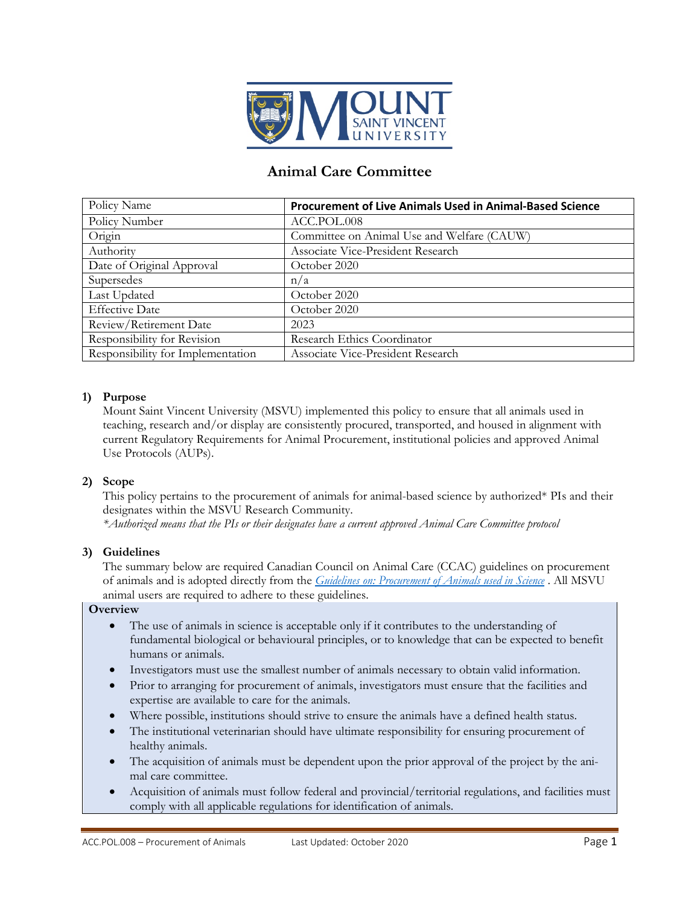# Animal Care Committee

| | |
|---|---|
| Policy Name | **Procurement of Live Animals Used in Animal-Based Science** |
| Policy Number | ACC.POL.008 |
| Origin | Committee on Animal Use and Welfare (CAUW) |
| Authority | Associate Vice-President Research |
| Date of Original Approval | October 2020 |
| Supersedes | n/a |
| Last Updated | October 2020 |
| Effective Date | October 2020 |
| Review/Retirement Date | 2023 |
| Responsibility for Revision | Research Ethics Coordinator |
| Responsibility for Implementation | Associate Vice-President Research |

## 1) Purpose

Mount Saint Vincent University (MSVU) implemented this policy to ensure that all animals used in teaching, research and/or display are consistently procured, transported, and housed in alignment with current Regulatory Requirements for Animal Procurement, institutional policies and approved Animal Use Protocols (AUPs).

## 2) Scope

This policy pertains to the procurement of animals for animal-based science by authorized* PIs and their designates within the MSVU Research Community.

*\*Authorized means that the PIs or their designates have a current approved Animal Care Committee protocol*

## 3) Guidelines

The summary below are required Canadian Council on Animal Care (CCAC) guidelines on procurement of animals and is adopted directly from the *Guidelines on: Procurement of Animals used in Science* . All MSVU animal users are required to adhere to these guidelines.

**Overview**

- The use of animals in science is acceptable only if it contributes to the understanding of fundamental biological or behavioural principles, or to knowledge that can be expected to benefit humans or animals.
- Investigators must use the smallest number of animals necessary to obtain valid information.
- Prior to arranging for procurement of animals, investigators must ensure that the facilities and expertise are available to care for the animals.
- Where possible, institutions should strive to ensure the animals have a defined health status.
- The institutional veterinarian should have ultimate responsibility for ensuring procurement of healthy animals.
- The acquisition of animals must be dependent upon the prior approval of the project by the animal care committee.
- Acquisition of animals must follow federal and provincial/territorial regulations, and facilities must comply with all applicable regulations for identification of animals.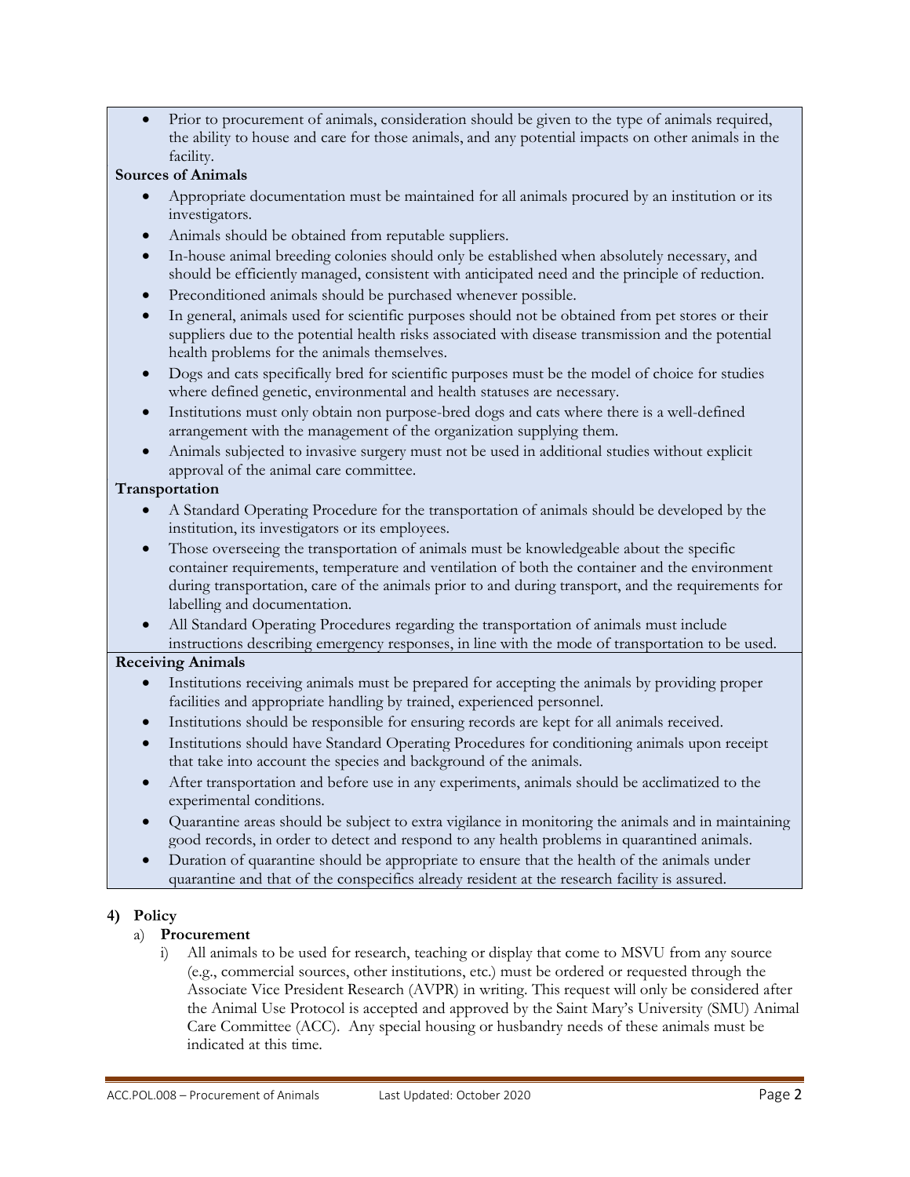- Prior to procurement of animals, consideration should be given to the type of animals required, the ability to house and care for those animals, and any potential impacts on other animals in the facility.

**Sources of Animals**

- Appropriate documentation must be maintained for all animals procured by an institution or its investigators.
- Animals should be obtained from reputable suppliers.
- In-house animal breeding colonies should only be established when absolutely necessary, and should be efficiently managed, consistent with anticipated need and the principle of reduction.
- Preconditioned animals should be purchased whenever possible.
- In general, animals used for scientific purposes should not be obtained from pet stores or their suppliers due to the potential health risks associated with disease transmission and the potential health problems for the animals themselves.
- Dogs and cats specifically bred for scientific purposes must be the model of choice for studies where defined genetic, environmental and health statuses are necessary.
- Institutions must only obtain non purpose-bred dogs and cats where there is a well-defined arrangement with the management of the organization supplying them.
- Animals subjected to invasive surgery must not be used in additional studies without explicit approval of the animal care committee.

**Transportation**

- A Standard Operating Procedure for the transportation of animals should be developed by the institution, its investigators or its employees.
- Those overseeing the transportation of animals must be knowledgeable about the specific container requirements, temperature and ventilation of both the container and the environment during transportation, care of the animals prior to and during transport, and the requirements for labelling and documentation.
- All Standard Operating Procedures regarding the transportation of animals must include instructions describing emergency responses, in line with the mode of transportation to be used.

**Receiving Animals**

- Institutions receiving animals must be prepared for accepting the animals by providing proper facilities and appropriate handling by trained, experienced personnel.
- Institutions should be responsible for ensuring records are kept for all animals received.
- Institutions should have Standard Operating Procedures for conditioning animals upon receipt that take into account the species and background of the animals.
- After transportation and before use in any experiments, animals should be acclimatized to the experimental conditions.
- Quarantine areas should be subject to extra vigilance in monitoring the animals and in maintaining good records, in order to detect and respond to any health problems in quarantined animals.
- Duration of quarantine should be appropriate to ensure that the health of the animals under quarantine and that of the conspecifics already resident at the research facility is assured.

## 4) Policy

### a) Procurement

i) All animals to be used for research, teaching or display that come to MSVU from any source (e.g., commercial sources, other institutions, etc.) must be ordered or requested through the Associate Vice President Research (AVPR) in writing. This request will only be considered after the Animal Use Protocol is accepted and approved by the Saint Mary's University (SMU) Animal Care Committee (ACC). Any special housing or husbandry needs of these animals must be indicated at this time.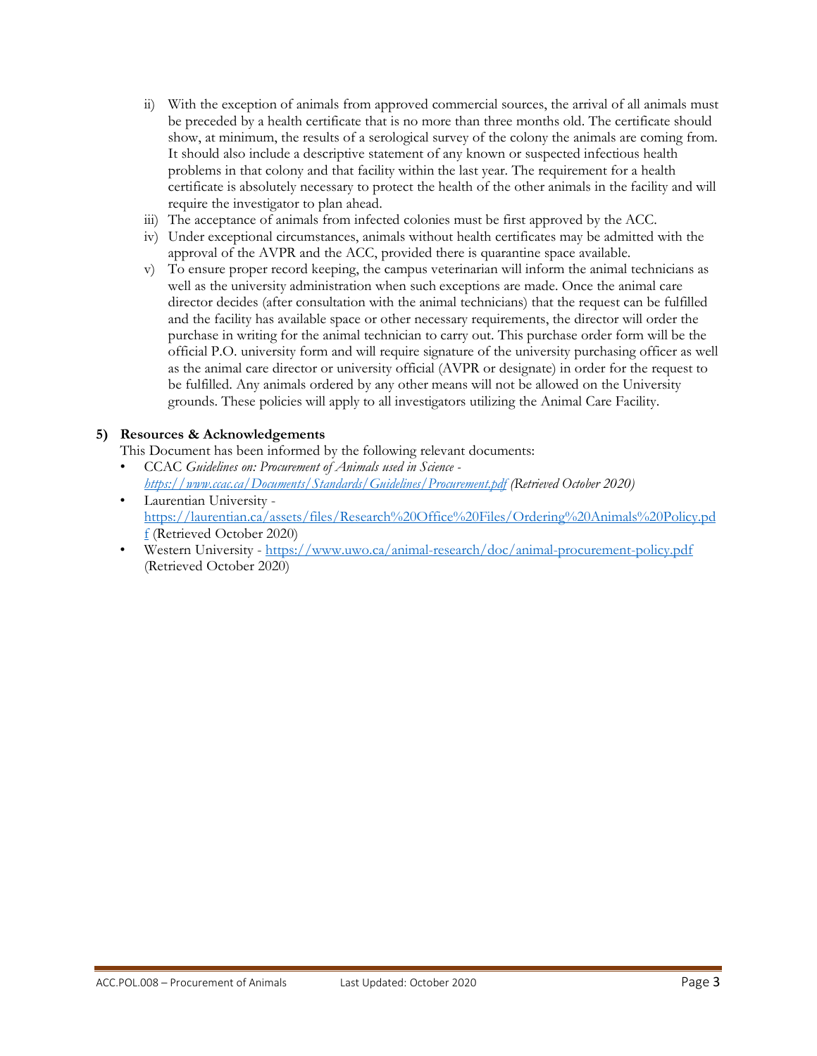ii) With the exception of animals from approved commercial sources, the arrival of all animals must be preceded by a health certificate that is no more than three months old. The certificate should show, at minimum, the results of a serological survey of the colony the animals are coming from. It should also include a descriptive statement of any known or suspected infectious health problems in that colony and that facility within the last year. The requirement for a health certificate is absolutely necessary to protect the health of the other animals in the facility and will require the investigator to plan ahead.

iii) The acceptance of animals from infected colonies must be first approved by the ACC.

iv) Under exceptional circumstances, animals without health certificates may be admitted with the approval of the AVPR and the ACC, provided there is quarantine space available.

v) To ensure proper record keeping, the campus veterinarian will inform the animal technicians as well as the university administration when such exceptions are made. Once the animal care director decides (after consultation with the animal technicians) that the request can be fulfilled and the facility has available space or other necessary requirements, the director will order the purchase in writing for the animal technician to carry out. This purchase order form will be the official P.O. university form and will require signature of the university purchasing officer as well as the animal care director or university official (AVPR or designate) in order for the request to be fulfilled. Any animals ordered by any other means will not be allowed on the University grounds. These policies will apply to all investigators utilizing the Animal Care Facility.

**5) Resources & Acknowledgements**

This Document has been informed by the following relevant documents:

- CCAC *Guidelines on: Procurement of Animals used in Science - https://www.ccac.ca/Documents/Standards/Guidelines/Procurement.pdf (Retrieved October 2020)*
- Laurentian University - https://laurentian.ca/assets/files/Research%20Office%20Files/Ordering%20Animals%20Policy.pdf (Retrieved October 2020)
- Western University - https://www.uwo.ca/animal-research/doc/animal-procurement-policy.pdf (Retrieved October 2020)